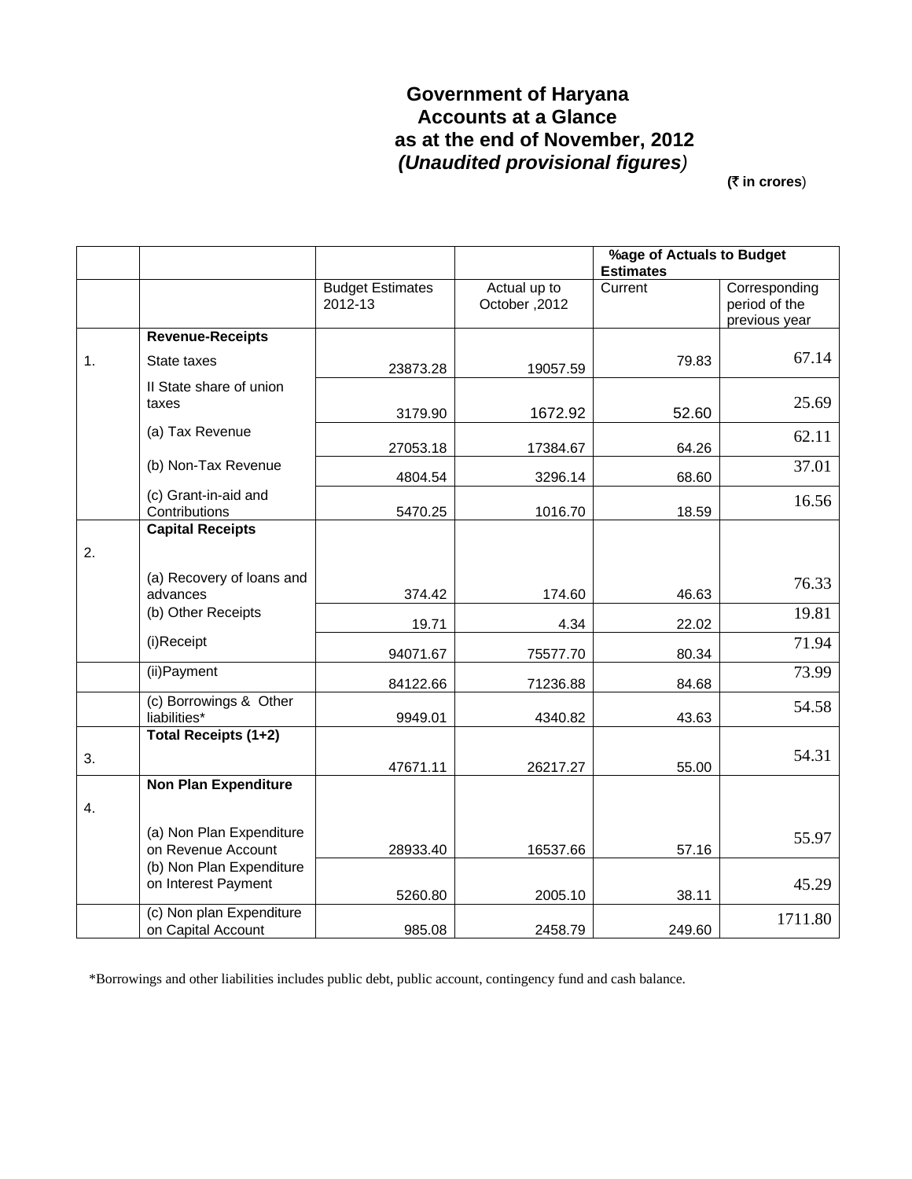# Government of Haryana
## Accounts at a Glance
## as at the end of November, 2012
### *(Unaudited provisional figures)*

**(₹ in crores)**

| | | | | **%age of Actuals to Budget Estimates** | |
|---|---|---|---|---|---|
| | | Budget Estimates 2012-13 | Actual up to October ,2012 | Current | Corresponding period of the previous year |
| 1. | **Revenue-Receipts** | | | | |
| | State taxes | 23873.28 | 19057.59 | 79.83 | 67.14 |
| | II State share of union taxes | 3179.90 | 1672.92 | 52.60 | 25.69 |
| | (a) Tax Revenue | 27053.18 | 17384.67 | 64.26 | 62.11 |
| | (b) Non-Tax Revenue | 4804.54 | 3296.14 | 68.60 | 37.01 |
| | (c) Grant-in-aid and Contributions | 5470.25 | 1016.70 | 18.59 | 16.56 |
| 2. | **Capital Receipts** | | | | |
| | (a) Recovery of loans and advances | 374.42 | 174.60 | 46.63 | 76.33 |
| | (b) Other Receipts | 19.71 | 4.34 | 22.02 | 19.81 |
| | (i)Receipt | 94071.67 | 75577.70 | 80.34 | 71.94 |
| | (ii)Payment | 84122.66 | 71236.88 | 84.68 | 73.99 |
| | (c) Borrowings & Other liabilities* | 9949.01 | 4340.82 | 43.63 | 54.58 |
| 3. | **Total Receipts (1+2)** | 47671.11 | 26217.27 | 55.00 | 54.31 |
| 4. | **Non Plan Expenditure** | | | | |
| | (a) Non Plan Expenditure on Revenue Account | 28933.40 | 16537.66 | 57.16 | 55.97 |
| | (b) Non Plan Expenditure on Interest Payment | 5260.80 | 2005.10 | 38.11 | 45.29 |
| | (c) Non plan Expenditure on Capital Account | 985.08 | 2458.79 | 249.60 | 1711.80 |

*Borrowings and other liabilities includes public debt, public account, contingency fund and cash balance.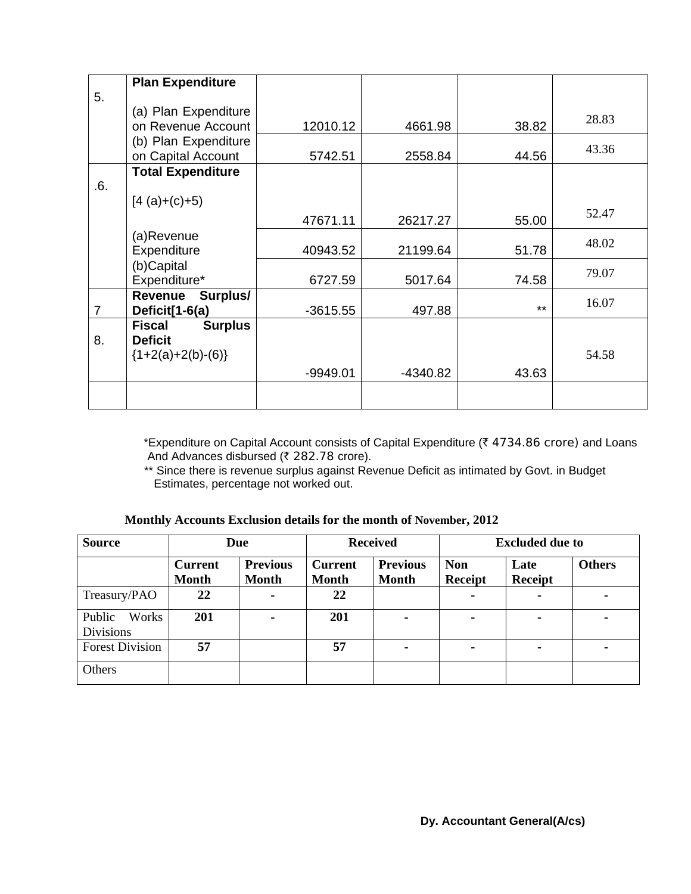| 5. | **Plan Expenditure** | | | | |
|---|---|---|---|---|---|
| | (a) Plan Expenditure on Revenue Account | 12010.12 | 4661.98 | 38.82 | 28.83 |
| | (b) Plan Expenditure on Capital Account | 5742.51 | 2558.84 | 44.56 | 43.36 |
| .6. | **Total Expenditure** [4 (a)+(c)+5) | 47671.11 | 26217.27 | 55.00 | 52.47 |
| | (a)Revenue Expenditure | 40943.52 | 21199.64 | 51.78 | 48.02 |
| | (b)Capital Expenditure* | 6727.59 | 5017.64 | 74.58 | 79.07 |
| 7 | **Revenue Surplus/ Deficit[1-6(a)** | -3615.55 | 497.88 | ** | 16.07 |
| 8. | **Fiscal Surplus Deficit** {1+2(a)+2(b)-(6)} | -9949.01 | -4340.82 | 43.63 | 54.58 |
| | | | | | |

*Expenditure on Capital Account consists of Capital Expenditure (₹ 4734.86 crore) and Loans And Advances disbursed (₹ 282.78 crore).

** Since there is revenue surplus against Revenue Deficit as intimated by Govt. in Budget Estimates, percentage not worked out.

**Monthly Accounts Exclusion details for the month of November, 2012**

| Source | Due | | Received | | Excluded due to | | |
|---|---|---|---|---|---|---|---|
| | **Current Month** | **Previous Month** | **Current Month** | **Previous Month** | **Non Receipt** | **Late Receipt** | **Others** |
| Treasury/PAO | **22** | **-** | **22** | | **-** | **-** | **-** |
| Public Works Divisions | **201** | **-** | **201** | **-** | **-** | **-** | **-** |
| Forest Division | **57** | | **57** | **-** | **-** | **-** | **-** |
| Others | | | | | | | |

**Dy. Accountant General(A/cs)**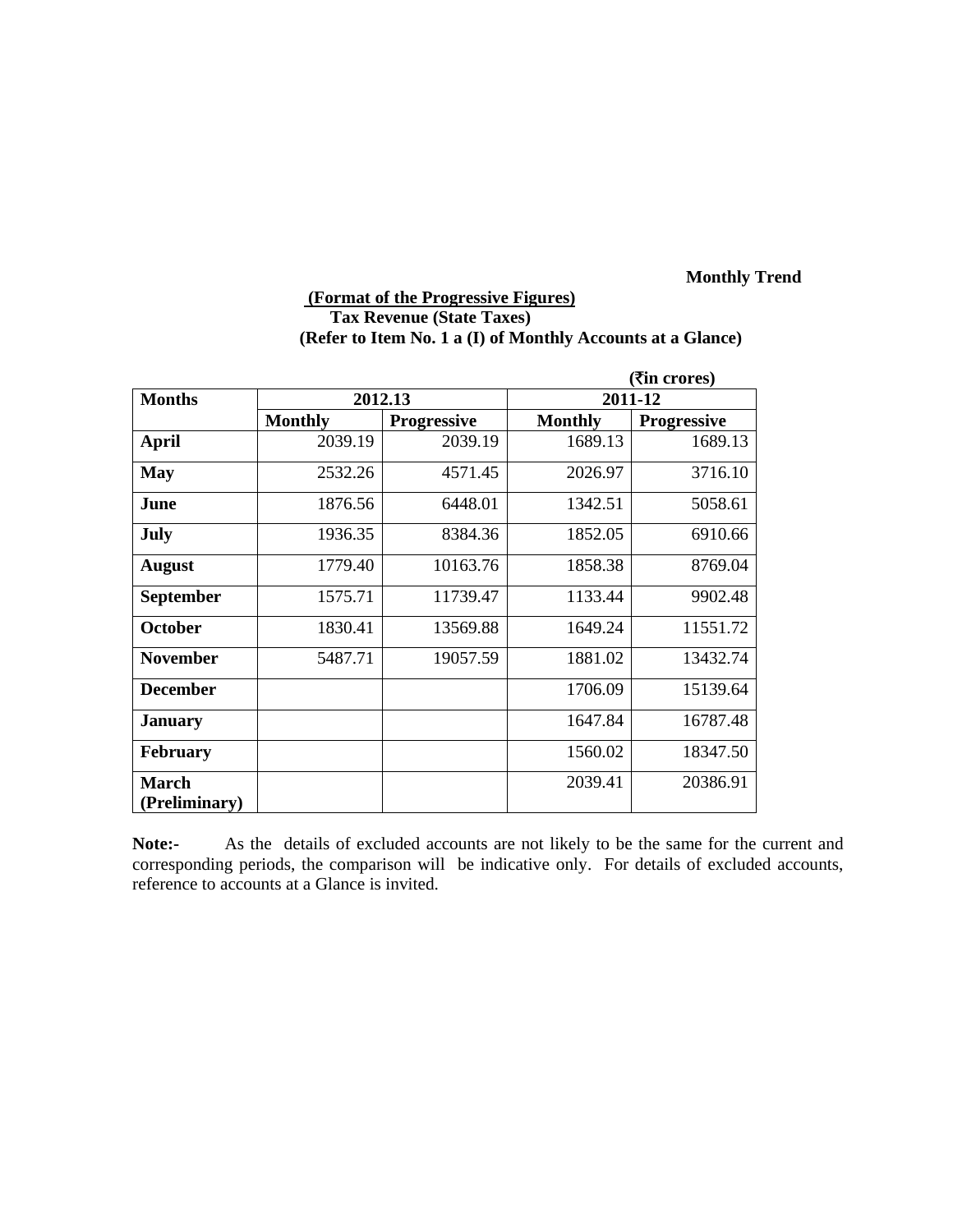**Monthly Trend**

**(Format of the Progressive Figures)**

**Tax Revenue (State Taxes)**

**(Refer to Item No. 1 a (I) of Monthly Accounts at a Glance)**

**(₹in crores)**

| Months | 2012.13 | | 2011-12 | |
|---|---|---|---|---|
| | Monthly | Progressive | Monthly | Progressive |
| **April** | 2039.19 | 2039.19 | 1689.13 | 1689.13 |
| **May** | 2532.26 | 4571.45 | 2026.97 | 3716.10 |
| **June** | 1876.56 | 6448.01 | 1342.51 | 5058.61 |
| **July** | 1936.35 | 8384.36 | 1852.05 | 6910.66 |
| **August** | 1779.40 | 10163.76 | 1858.38 | 8769.04 |
| **September** | 1575.71 | 11739.47 | 1133.44 | 9902.48 |
| **October** | 1830.41 | 13569.88 | 1649.24 | 11551.72 |
| **November** | 5487.71 | 19057.59 | 1881.02 | 13432.74 |
| **December** | | | 1706.09 | 15139.64 |
| **January** | | | 1647.84 | 16787.48 |
| **February** | | | 1560.02 | 18347.50 |
| **March (Preliminary)** | | | 2039.41 | 20386.91 |

**Note:-** As the details of excluded accounts are not likely to be the same for the current and corresponding periods, the comparison will be indicative only. For details of excluded accounts, reference to accounts at a Glance is invited.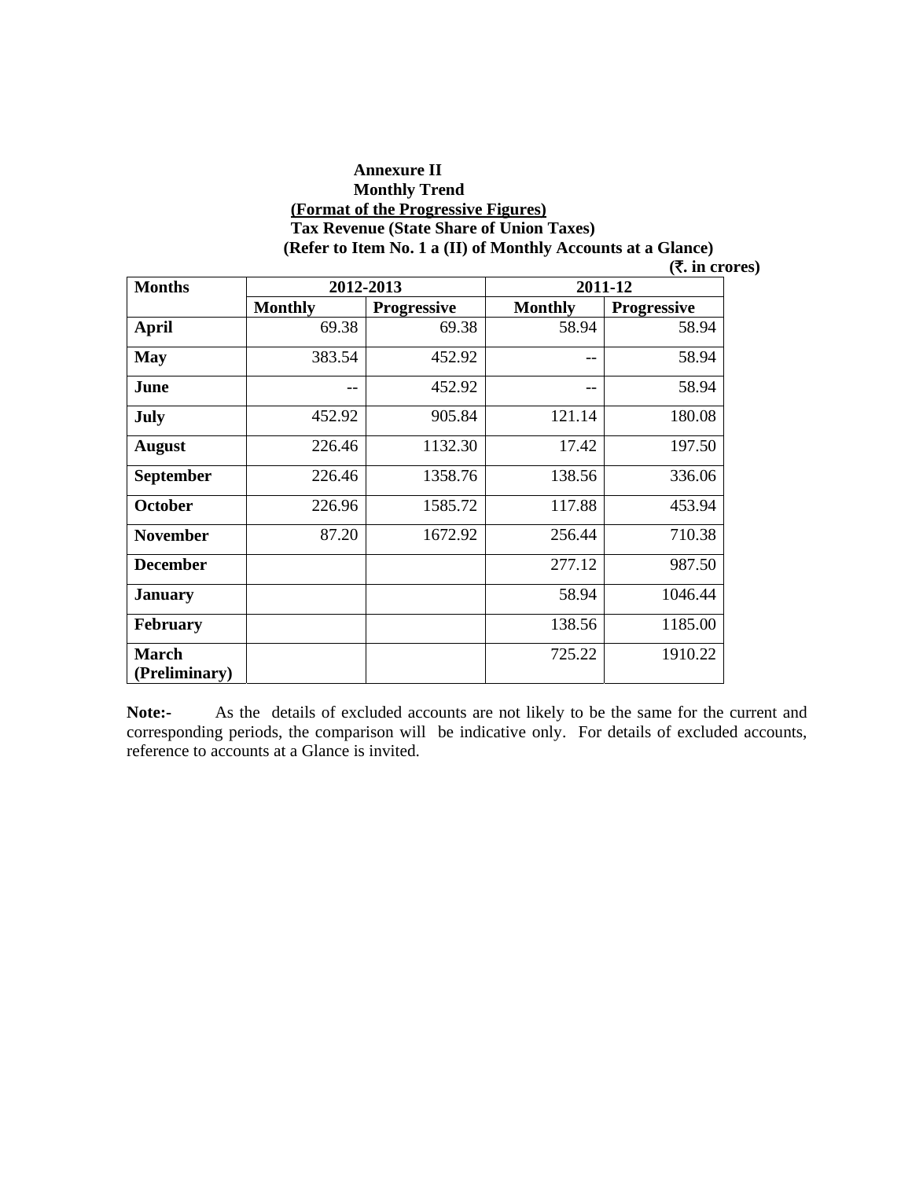**Annexure II**

**Monthly Trend**

**(Format of the Progressive Figures)**

**Tax Revenue (State Share of Union Taxes)**

**(Refer to Item No. 1 a (II) of Monthly Accounts at a Glance)**

**(₹. in crores)**

| Months | 2012-2013 | | 2011-12 | |
|---|---|---|---|---|
| | Monthly | Progressive | Monthly | Progressive |
| **April** | 69.38 | 69.38 | 58.94 | 58.94 |
| **May** | 383.54 | 452.92 | -- | 58.94 |
| **June** | -- | 452.92 | -- | 58.94 |
| **July** | 452.92 | 905.84 | 121.14 | 180.08 |
| **August** | 226.46 | 1132.30 | 17.42 | 197.50 |
| **September** | 226.46 | 1358.76 | 138.56 | 336.06 |
| **October** | 226.96 | 1585.72 | 117.88 | 453.94 |
| **November** | 87.20 | 1672.92 | 256.44 | 710.38 |
| **December** | | | 277.12 | 987.50 |
| **January** | | | 58.94 | 1046.44 |
| **February** | | | 138.56 | 1185.00 |
| **March (Preliminary)** | | | 725.22 | 1910.22 |

**Note:-** As the details of excluded accounts are not likely to be the same for the current and corresponding periods, the comparison will be indicative only. For details of excluded accounts, reference to accounts at a Glance is invited.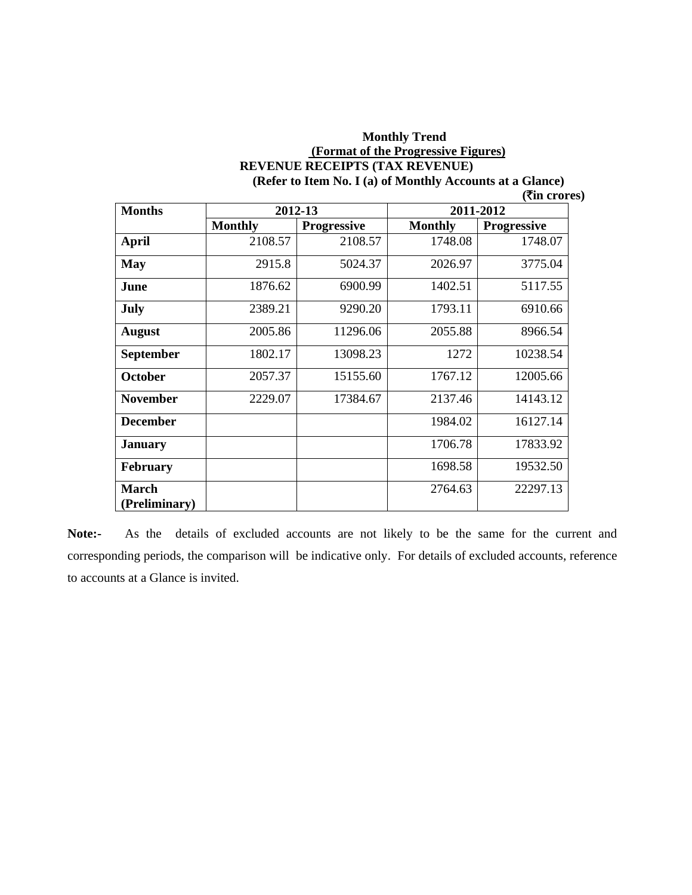**Monthly Trend**

**(Format of the Progressive Figures)**

**REVENUE RECEIPTS (TAX REVENUE)**

**(Refer to Item No. I (a) of Monthly Accounts at a Glance)**

**(₹in crores)**

| Months | 2012-13 | | 2011-2012 | |
|---|---|---|---|---|
| | Monthly | Progressive | Monthly | Progressive |
| **April** | 2108.57 | 2108.57 | 1748.08 | 1748.07 |
| **May** | 2915.8 | 5024.37 | 2026.97 | 3775.04 |
| **June** | 1876.62 | 6900.99 | 1402.51 | 5117.55 |
| **July** | 2389.21 | 9290.20 | 1793.11 | 6910.66 |
| **August** | 2005.86 | 11296.06 | 2055.88 | 8966.54 |
| **September** | 1802.17 | 13098.23 | 1272 | 10238.54 |
| **October** | 2057.37 | 15155.60 | 1767.12 | 12005.66 |
| **November** | 2229.07 | 17384.67 | 2137.46 | 14143.12 |
| **December** | | | 1984.02 | 16127.14 |
| **January** | | | 1706.78 | 17833.92 |
| **February** | | | 1698.58 | 19532.50 |
| **March (Preliminary)** | | | 2764.63 | 22297.13 |

**Note:-** As the details of excluded accounts are not likely to be the same for the current and corresponding periods, the comparison will be indicative only. For details of excluded accounts, reference to accounts at a Glance is invited.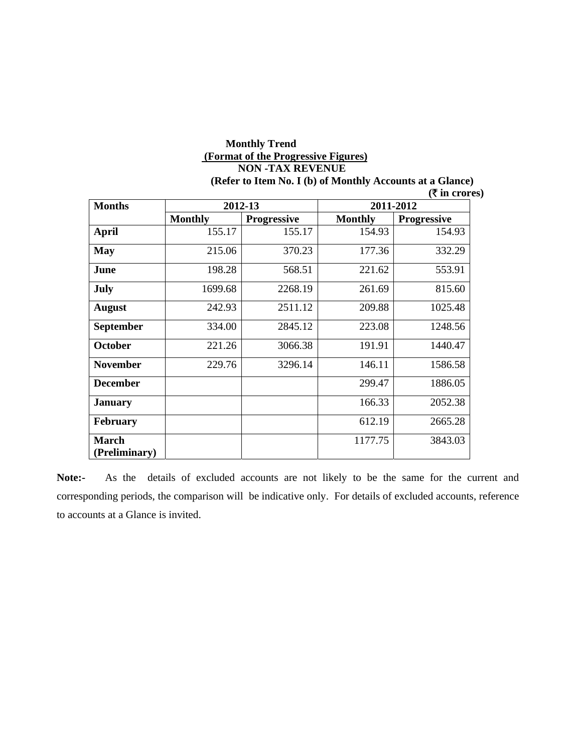**Monthly Trend**

**(Format of the Progressive Figures)**

**NON -TAX REVENUE**

**(Refer to Item No. I (b) of Monthly Accounts at a Glance)**

**(₹ in crores)**

| Months | 2012-13 | | 2011-2012 | |
|---|---|---|---|---|
| | Monthly | Progressive | Monthly | Progressive |
| **April** | 155.17 | 155.17 | 154.93 | 154.93 |
| **May** | 215.06 | 370.23 | 177.36 | 332.29 |
| **June** | 198.28 | 568.51 | 221.62 | 553.91 |
| **July** | 1699.68 | 2268.19 | 261.69 | 815.60 |
| **August** | 242.93 | 2511.12 | 209.88 | 1025.48 |
| **September** | 334.00 | 2845.12 | 223.08 | 1248.56 |
| **October** | 221.26 | 3066.38 | 191.91 | 1440.47 |
| **November** | 229.76 | 3296.14 | 146.11 | 1586.58 |
| **December** | | | 299.47 | 1886.05 |
| **January** | | | 166.33 | 2052.38 |
| **February** | | | 612.19 | 2665.28 |
| **March (Preliminary)** | | | 1177.75 | 3843.03 |

**Note:-** As the details of excluded accounts are not likely to be the same for the current and corresponding periods, the comparison will be indicative only. For details of excluded accounts, reference to accounts at a Glance is invited.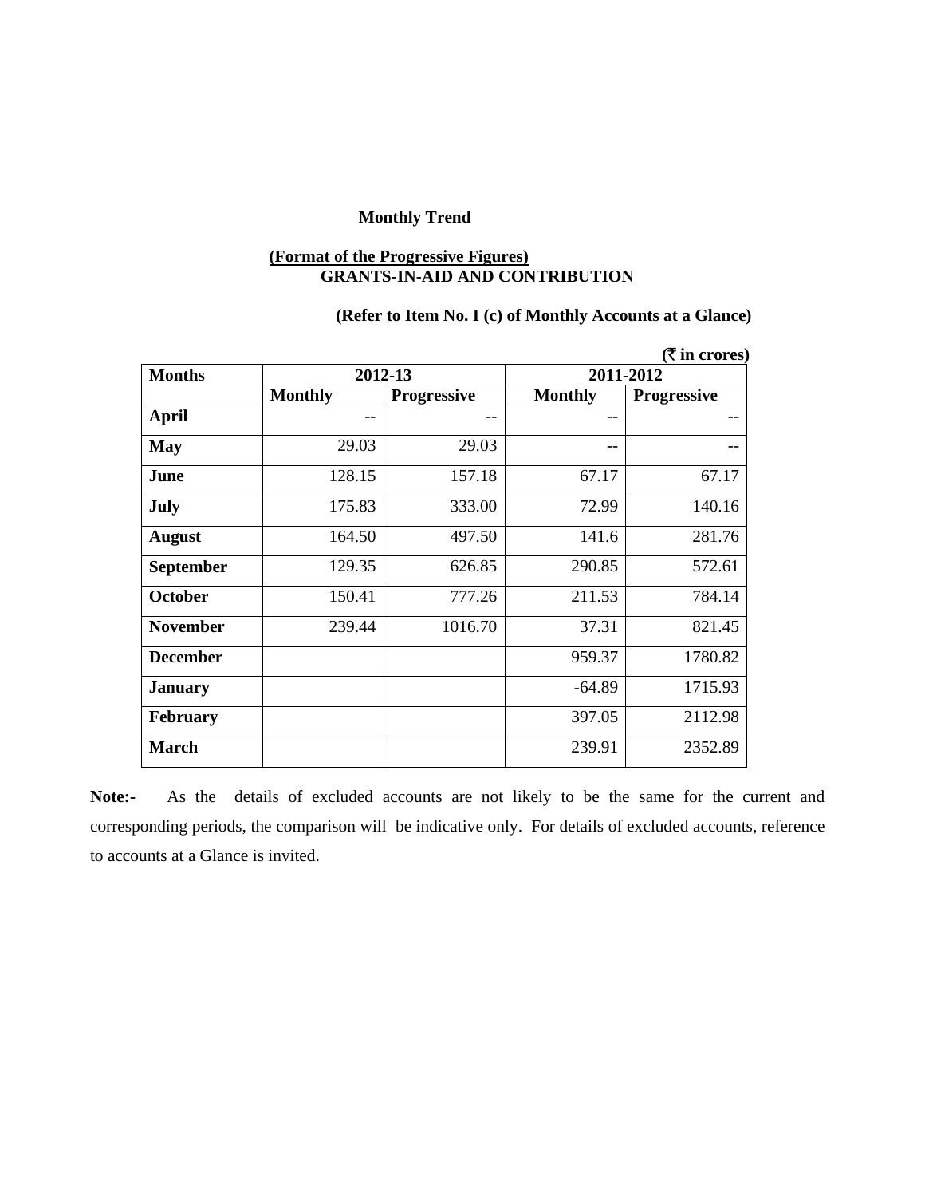**Monthly Trend**

**(Format of the Progressive Figures)**
**GRANTS-IN-AID AND CONTRIBUTION**

**(Refer to Item No. I (c) of Monthly Accounts at a Glance)**

**(₹ in crores)**

| Months | 2012-13 | | 2011-2012 | |
|---|---|---|---|---|
| | Monthly | Progressive | Monthly | Progressive |
| April | -- | -- | -- | -- |
| May | 29.03 | 29.03 | -- | -- |
| June | 128.15 | 157.18 | 67.17 | 67.17 |
| July | 175.83 | 333.00 | 72.99 | 140.16 |
| August | 164.50 | 497.50 | 141.6 | 281.76 |
| September | 129.35 | 626.85 | 290.85 | 572.61 |
| October | 150.41 | 777.26 | 211.53 | 784.14 |
| November | 239.44 | 1016.70 | 37.31 | 821.45 |
| December | | | 959.37 | 1780.82 |
| January | | | -64.89 | 1715.93 |
| February | | | 397.05 | 2112.98 |
| March | | | 239.91 | 2352.89 |

**Note:-** As the details of excluded accounts are not likely to be the same for the current and corresponding periods, the comparison will be indicative only. For details of excluded accounts, reference to accounts at a Glance is invited.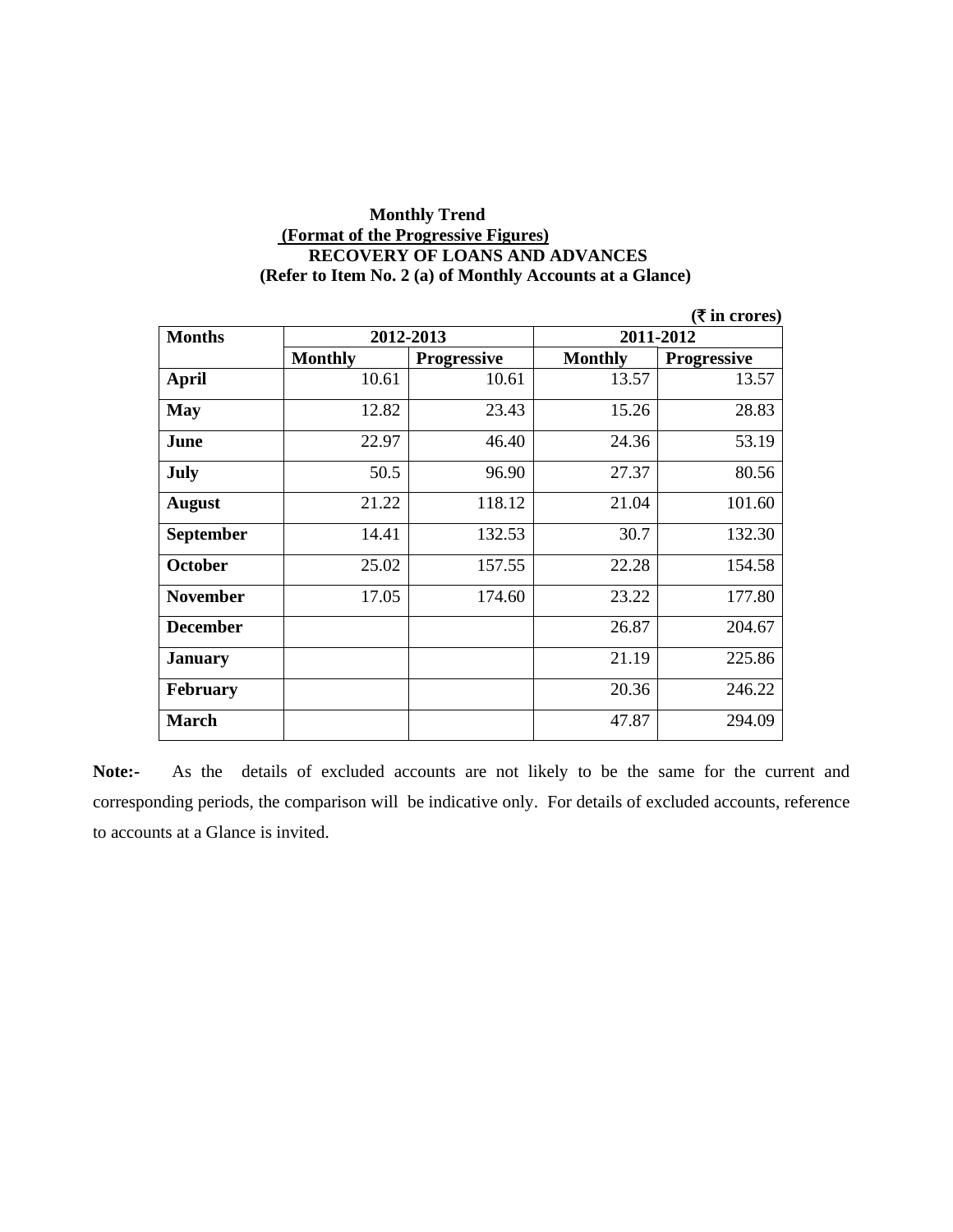**Monthly Trend**

**(Format of the Progressive Figures)**

**RECOVERY OF LOANS AND ADVANCES**

**(Refer to Item No. 2 (a) of Monthly Accounts at a Glance)**

**(₹ in crores)**

| Months | 2012-2013 | | 2011-2012 | |
|---|---|---|---|---|
| | Monthly | Progressive | Monthly | Progressive |
| April | 10.61 | 10.61 | 13.57 | 13.57 |
| May | 12.82 | 23.43 | 15.26 | 28.83 |
| June | 22.97 | 46.40 | 24.36 | 53.19 |
| July | 50.5 | 96.90 | 27.37 | 80.56 |
| August | 21.22 | 118.12 | 21.04 | 101.60 |
| September | 14.41 | 132.53 | 30.7 | 132.30 |
| October | 25.02 | 157.55 | 22.28 | 154.58 |
| November | 17.05 | 174.60 | 23.22 | 177.80 |
| December | | | 26.87 | 204.67 |
| January | | | 21.19 | 225.86 |
| February | | | 20.36 | 246.22 |
| March | | | 47.87 | 294.09 |

**Note:-** As the details of excluded accounts are not likely to be the same for the current and corresponding periods, the comparison will be indicative only. For details of excluded accounts, reference to accounts at a Glance is invited.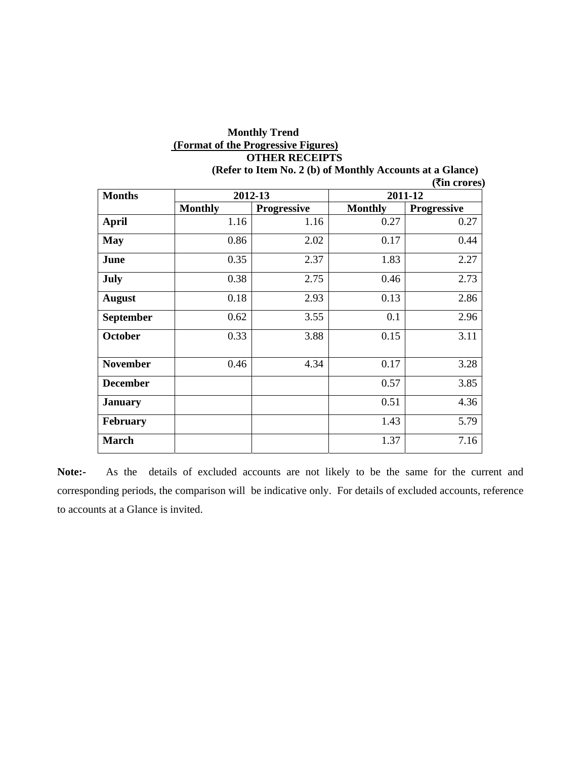**Monthly Trend**

**(Format of the Progressive Figures)**

**OTHER RECEIPTS**

**(Refer to Item No. 2 (b) of Monthly Accounts at a Glance)**

**(₹in crores)**

| Months | 2012-13 | | 2011-12 | |
|---|---|---|---|---|
| | Monthly | Progressive | Monthly | Progressive |
| April | 1.16 | 1.16 | 0.27 | 0.27 |
| May | 0.86 | 2.02 | 0.17 | 0.44 |
| June | 0.35 | 2.37 | 1.83 | 2.27 |
| July | 0.38 | 2.75 | 0.46 | 2.73 |
| August | 0.18 | 2.93 | 0.13 | 2.86 |
| September | 0.62 | 3.55 | 0.1 | 2.96 |
| October | 0.33 | 3.88 | 0.15 | 3.11 |
| November | 0.46 | 4.34 | 0.17 | 3.28 |
| December | | | 0.57 | 3.85 |
| January | | | 0.51 | 4.36 |
| February | | | 1.43 | 5.79 |
| March | | | 1.37 | 7.16 |

**Note:-** As the details of excluded accounts are not likely to be the same for the current and corresponding periods, the comparison will be indicative only. For details of excluded accounts, reference to accounts at a Glance is invited.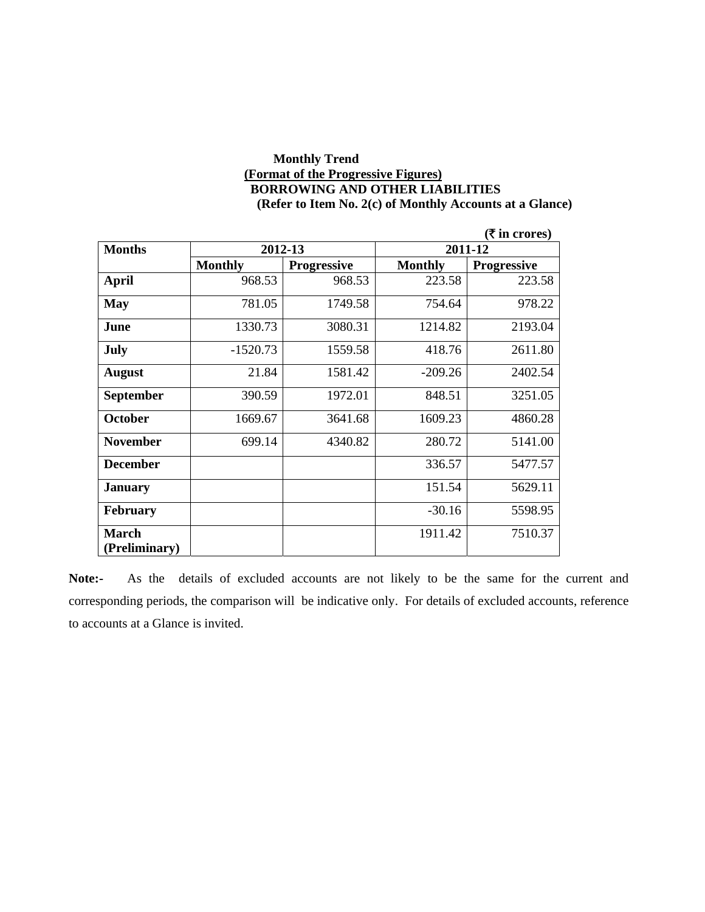**Monthly Trend**

**(Format of the Progressive Figures)**

**BORROWING AND OTHER LIABILITIES**

**(Refer to Item No. 2(c) of Monthly Accounts at a Glance)**

**(₹ in crores)**

| Months | 2012-13 | | 2011-12 | |
|---|---|---|---|---|
| | Monthly | Progressive | Monthly | Progressive |
| **April** | 968.53 | 968.53 | 223.58 | 223.58 |
| **May** | 781.05 | 1749.58 | 754.64 | 978.22 |
| **June** | 1330.73 | 3080.31 | 1214.82 | 2193.04 |
| **July** | -1520.73 | 1559.58 | 418.76 | 2611.80 |
| **August** | 21.84 | 1581.42 | -209.26 | 2402.54 |
| **September** | 390.59 | 1972.01 | 848.51 | 3251.05 |
| **October** | 1669.67 | 3641.68 | 1609.23 | 4860.28 |
| **November** | 699.14 | 4340.82 | 280.72 | 5141.00 |
| **December** | | | 336.57 | 5477.57 |
| **January** | | | 151.54 | 5629.11 |
| **February** | | | -30.16 | 5598.95 |
| **March (Preliminary)** | | | 1911.42 | 7510.37 |

**Note:-** As the details of excluded accounts are not likely to be the same for the current and corresponding periods, the comparison will be indicative only. For details of excluded accounts, reference to accounts at a Glance is invited.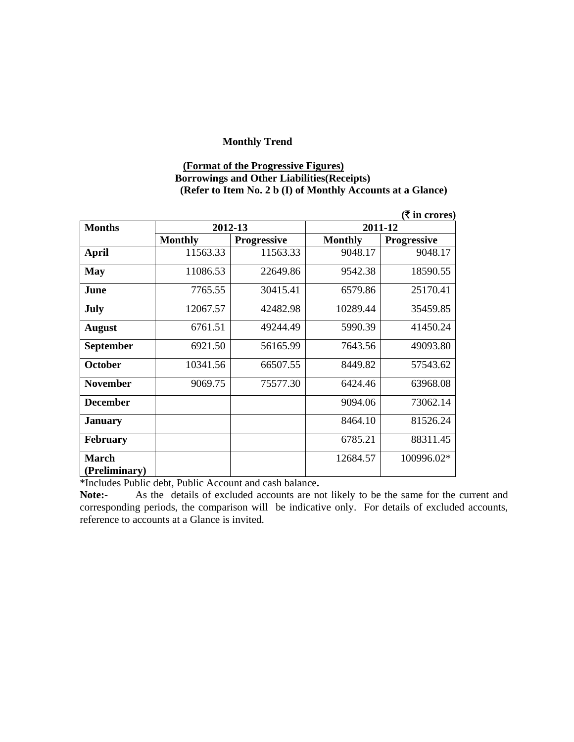**Monthly Trend**

**(Format of the Progressive Figures)**
**Borrowings and Other Liabilities(Receipts)**
**(Refer to Item No. 2 b (I) of Monthly Accounts at a Glance)**

**(₹ in crores)**

| Months | 2012-13 | | 2011-12 | |
|---|---|---|---|---|
| | Monthly | Progressive | Monthly | Progressive |
| April | 11563.33 | 11563.33 | 9048.17 | 9048.17 |
| May | 11086.53 | 22649.86 | 9542.38 | 18590.55 |
| June | 7765.55 | 30415.41 | 6579.86 | 25170.41 |
| July | 12067.57 | 42482.98 | 10289.44 | 35459.85 |
| August | 6761.51 | 49244.49 | 5990.39 | 41450.24 |
| September | 6921.50 | 56165.99 | 7643.56 | 49093.80 |
| October | 10341.56 | 66507.55 | 8449.82 | 57543.62 |
| November | 9069.75 | 75577.30 | 6424.46 | 63968.08 |
| December | | | 9094.06 | 73062.14 |
| January | | | 8464.10 | 81526.24 |
| February | | | 6785.21 | 88311.45 |
| March (Preliminary) | | | 12684.57 | 100996.02* |

*Includes Public debt, Public Account and cash balance.

**Note:-** As the details of excluded accounts are not likely to be the same for the current and corresponding periods, the comparison will be indicative only. For details of excluded accounts, reference to accounts at a Glance is invited.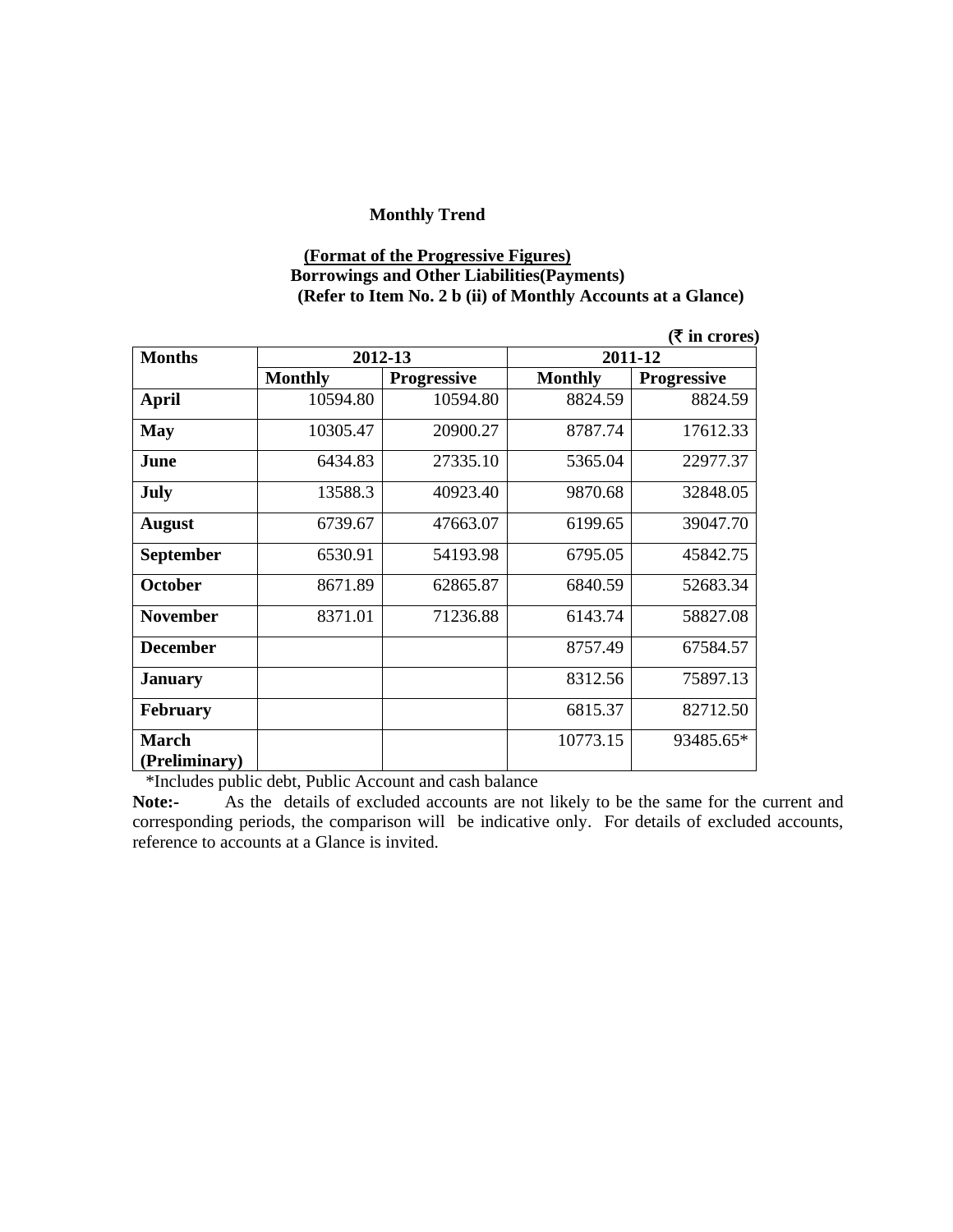**Monthly Trend**

**(Format of the Progressive Figures)**
**Borrowings and Other Liabilities(Payments)**
**(Refer to Item No. 2 b (ii) of Monthly Accounts at a Glance)**

**(₹ in crores)**

| Months | 2012-13 | | 2011-12 | |
|---|---|---|---|---|
| | **Monthly** | **Progressive** | **Monthly** | **Progressive** |
| **April** | 10594.80 | 10594.80 | 8824.59 | 8824.59 |
| **May** | 10305.47 | 20900.27 | 8787.74 | 17612.33 |
| **June** | 6434.83 | 27335.10 | 5365.04 | 22977.37 |
| **July** | 13588.3 | 40923.40 | 9870.68 | 32848.05 |
| **August** | 6739.67 | 47663.07 | 6199.65 | 39047.70 |
| **September** | 6530.91 | 54193.98 | 6795.05 | 45842.75 |
| **October** | 8671.89 | 62865.87 | 6840.59 | 52683.34 |
| **November** | 8371.01 | 71236.88 | 6143.74 | 58827.08 |
| **December** | | | 8757.49 | 67584.57 |
| **January** | | | 8312.56 | 75897.13 |
| **February** | | | 6815.37 | 82712.50 |
| **March (Preliminary)** | | | 10773.15 | 93485.65* |

*Includes public debt, Public Account and cash balance

**Note:-** As the details of excluded accounts are not likely to be the same for the current and corresponding periods, the comparison will be indicative only. For details of excluded accounts, reference to accounts at a Glance is invited.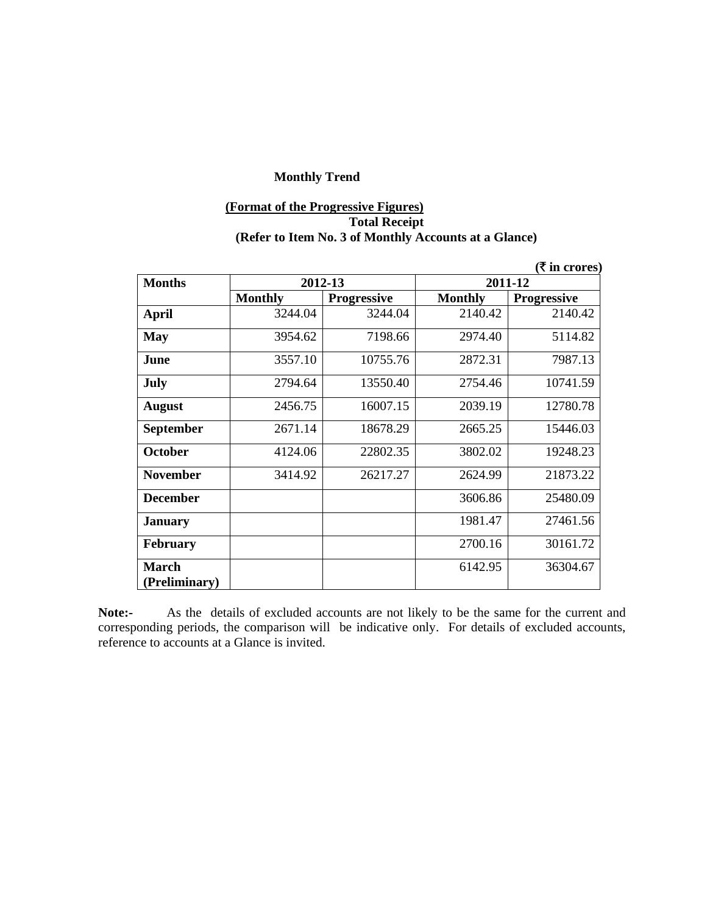**Monthly Trend**

**(Format of the Progressive Figures)**
**Total Receipt**
**(Refer to Item No. 3 of Monthly Accounts at a Glance)**

**(₹ in crores)**

| Months | 2012-13 | | 2011-12 | |
|---|---|---|---|---|
| | Monthly | Progressive | Monthly | Progressive |
| **April** | 3244.04 | 3244.04 | 2140.42 | 2140.42 |
| **May** | 3954.62 | 7198.66 | 2974.40 | 5114.82 |
| **June** | 3557.10 | 10755.76 | 2872.31 | 7987.13 |
| **July** | 2794.64 | 13550.40 | 2754.46 | 10741.59 |
| **August** | 2456.75 | 16007.15 | 2039.19 | 12780.78 |
| **September** | 2671.14 | 18678.29 | 2665.25 | 15446.03 |
| **October** | 4124.06 | 22802.35 | 3802.02 | 19248.23 |
| **November** | 3414.92 | 26217.27 | 2624.99 | 21873.22 |
| **December** | | | 3606.86 | 25480.09 |
| **January** | | | 1981.47 | 27461.56 |
| **February** | | | 2700.16 | 30161.72 |
| **March (Preliminary)** | | | 6142.95 | 36304.67 |

**Note:-** As the details of excluded accounts are not likely to be the same for the current and corresponding periods, the comparison will be indicative only. For details of excluded accounts, reference to accounts at a Glance is invited.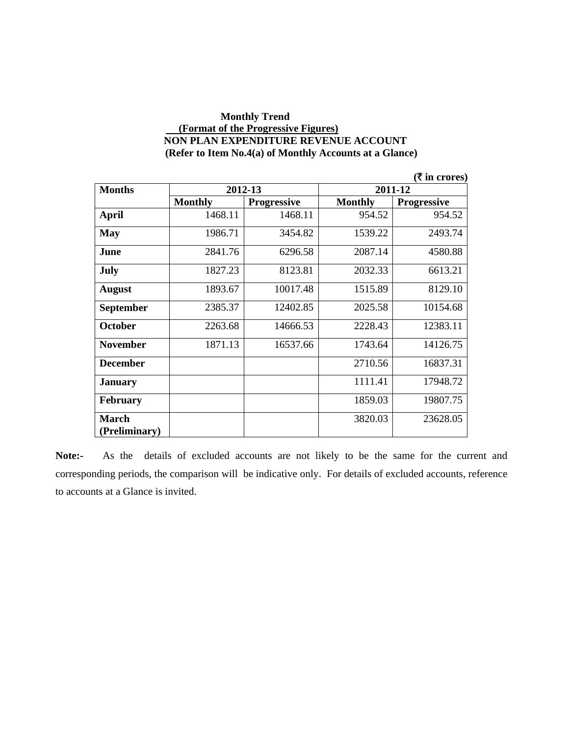**Monthly Trend**

**(Format of the Progressive Figures)**

**NON PLAN EXPENDITURE REVENUE ACCOUNT**

**(Refer to Item No.4(a) of Monthly Accounts at a Glance)**

**(₹ in crores)**

| Months | 2012-13 | | 2011-12 | |
|---|---|---|---|---|
| | Monthly | Progressive | Monthly | Progressive |
| **April** | 1468.11 | 1468.11 | 954.52 | 954.52 |
| **May** | 1986.71 | 3454.82 | 1539.22 | 2493.74 |
| **June** | 2841.76 | 6296.58 | 2087.14 | 4580.88 |
| **July** | 1827.23 | 8123.81 | 2032.33 | 6613.21 |
| **August** | 1893.67 | 10017.48 | 1515.89 | 8129.10 |
| **September** | 2385.37 | 12402.85 | 2025.58 | 10154.68 |
| **October** | 2263.68 | 14666.53 | 2228.43 | 12383.11 |
| **November** | 1871.13 | 16537.66 | 1743.64 | 14126.75 |
| **December** | | | 2710.56 | 16837.31 |
| **January** | | | 1111.41 | 17948.72 |
| **February** | | | 1859.03 | 19807.75 |
| **March (Preliminary)** | | | 3820.03 | 23628.05 |

**Note:-** As the details of excluded accounts are not likely to be the same for the current and corresponding periods, the comparison will be indicative only. For details of excluded accounts, reference to accounts at a Glance is invited.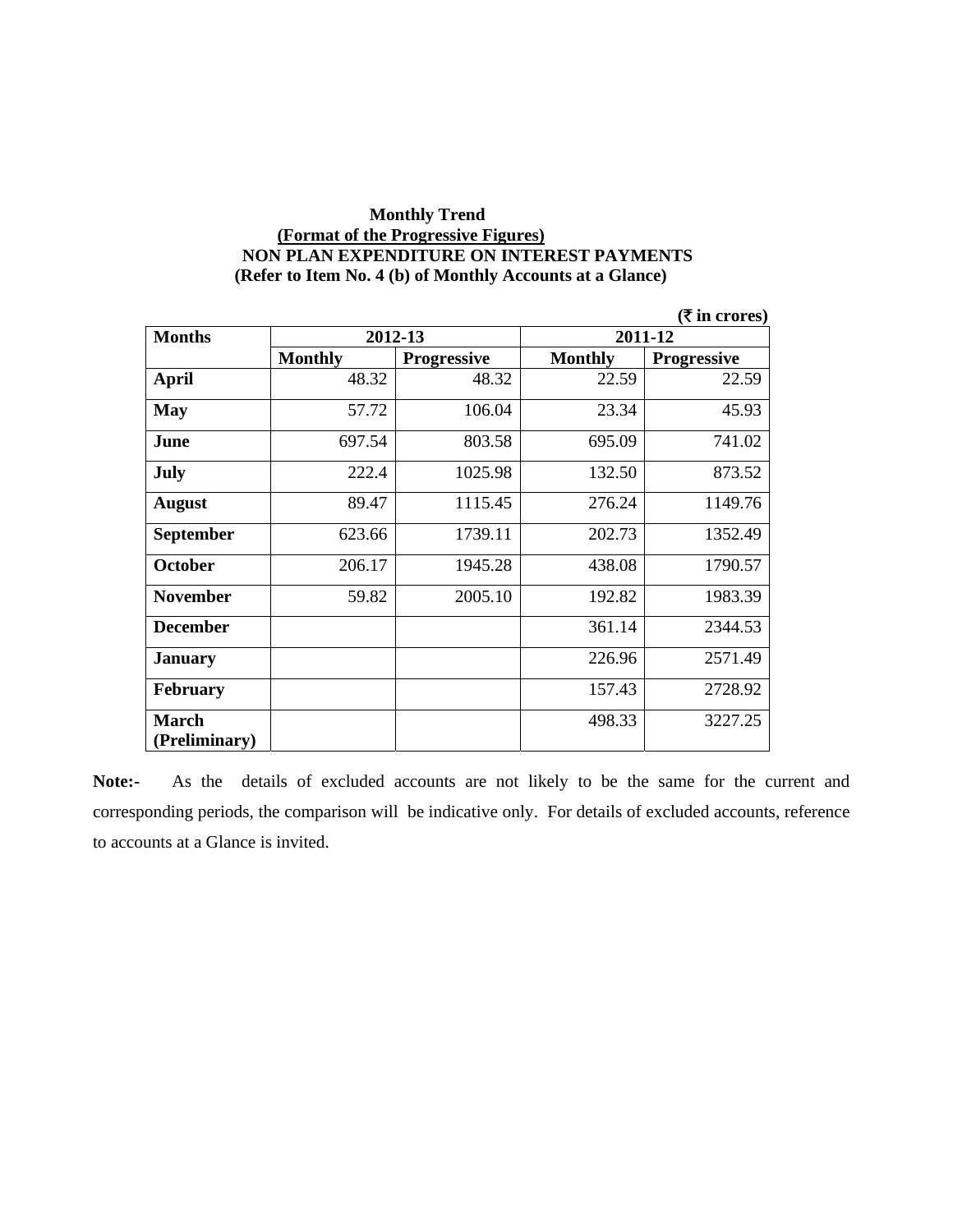**Monthly Trend**

**(Format of the Progressive Figures)**

**NON PLAN EXPENDITURE ON INTEREST PAYMENTS**

**(Refer to Item No. 4 (b) of Monthly Accounts at a Glance)**

**(₹ in crores)**

| Months | 2012-13 | | 2011-12 | |
|---|---|---|---|---|
| | Monthly | Progressive | Monthly | Progressive |
| April | 48.32 | 48.32 | 22.59 | 22.59 |
| May | 57.72 | 106.04 | 23.34 | 45.93 |
| June | 697.54 | 803.58 | 695.09 | 741.02 |
| July | 222.4 | 1025.98 | 132.50 | 873.52 |
| August | 89.47 | 1115.45 | 276.24 | 1149.76 |
| September | 623.66 | 1739.11 | 202.73 | 1352.49 |
| October | 206.17 | 1945.28 | 438.08 | 1790.57 |
| November | 59.82 | 2005.10 | 192.82 | 1983.39 |
| December | | | 361.14 | 2344.53 |
| January | | | 226.96 | 2571.49 |
| February | | | 157.43 | 2728.92 |
| March (Preliminary) | | | 498.33 | 3227.25 |

**Note:-** As the details of excluded accounts are not likely to be the same for the current and corresponding periods, the comparison will be indicative only. For details of excluded accounts, reference to accounts at a Glance is invited.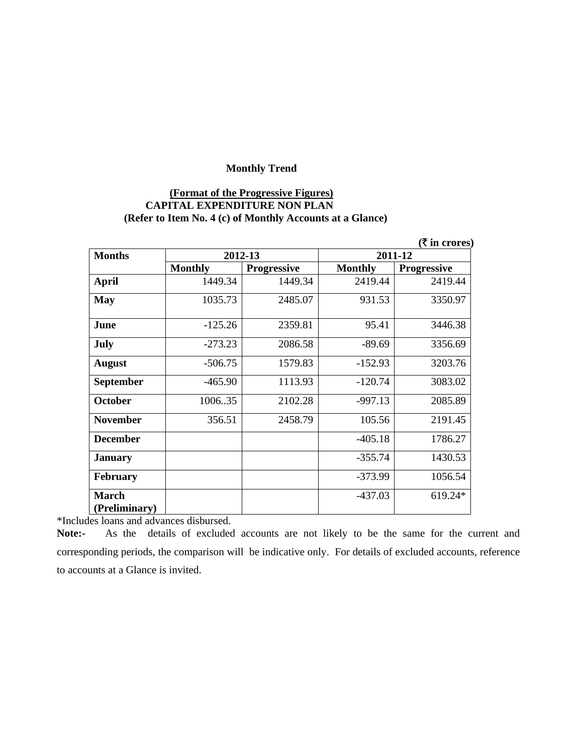**Monthly Trend**

**(Format of the Progressive Figures)**
**CAPITAL EXPENDITURE NON PLAN**
**(Refer to Item No. 4 (c) of Monthly Accounts at a Glance)**

**(₹ in crores)**

| Months | 2012-13 | | 2011-12 | |
|---|---|---|---|---|
| | Monthly | Progressive | Monthly | Progressive |
| **April** | 1449.34 | 1449.34 | 2419.44 | 2419.44 |
| **May** | 1035.73 | 2485.07 | 931.53 | 3350.97 |
| **June** | -125.26 | 2359.81 | 95.41 | 3446.38 |
| **July** | -273.23 | 2086.58 | -89.69 | 3356.69 |
| **August** | -506.75 | 1579.83 | -152.93 | 3203.76 |
| **September** | -465.90 | 1113.93 | -120.74 | 3083.02 |
| **October** | 1006..35 | 2102.28 | -997.13 | 2085.89 |
| **November** | 356.51 | 2458.79 | 105.56 | 2191.45 |
| **December** | | | -405.18 | 1786.27 |
| **January** | | | -355.74 | 1430.53 |
| **February** | | | -373.99 | 1056.54 |
| **March (Preliminary)** | | | -437.03 | 619.24* |

*Includes loans and advances disbursed.

**Note:-** As the details of excluded accounts are not likely to be the same for the current and corresponding periods, the comparison will be indicative only. For details of excluded accounts, reference to accounts at a Glance is invited.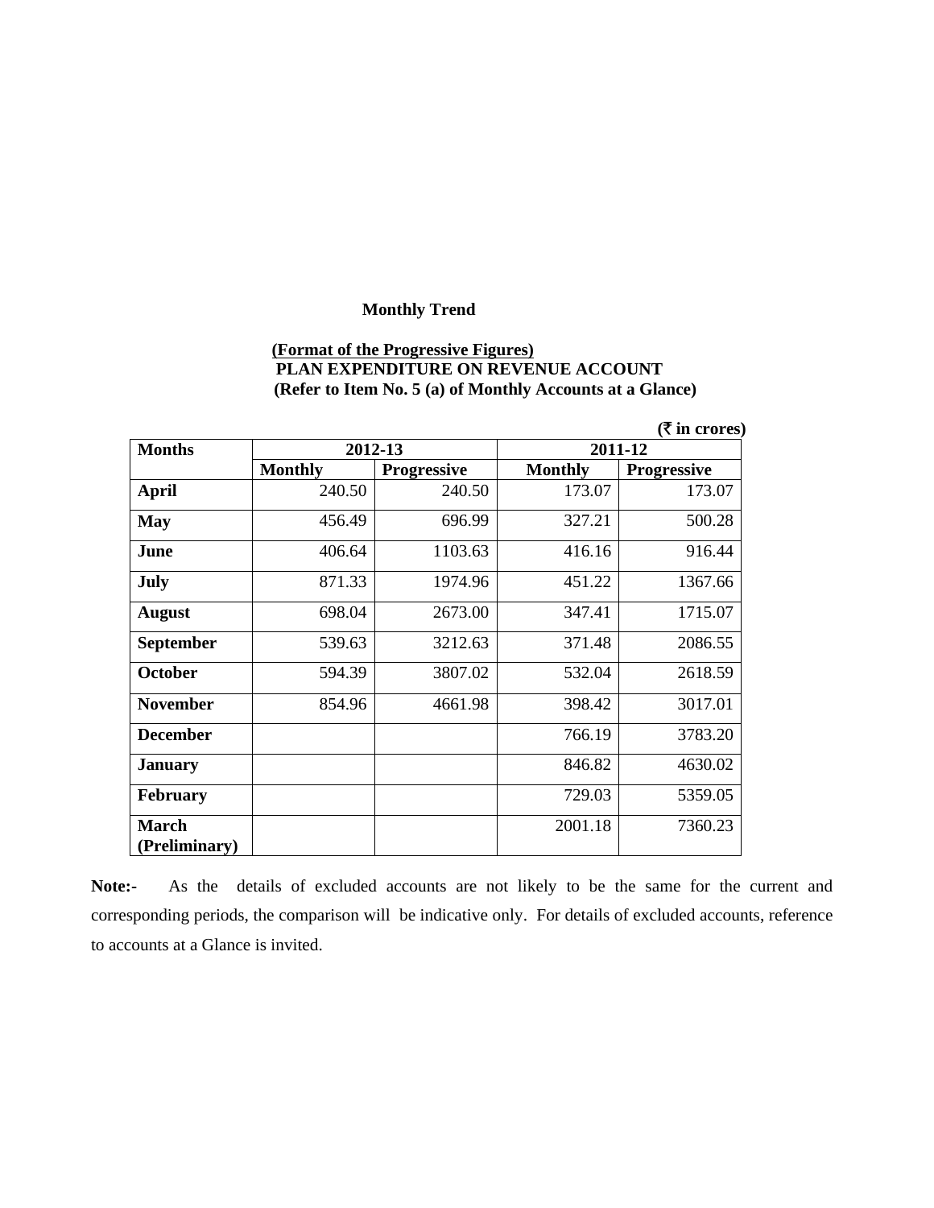**Monthly Trend**

**(Format of the Progressive Figures)**
**PLAN EXPENDITURE ON REVENUE ACCOUNT**
**(Refer to Item No. 5 (a) of Monthly Accounts at a Glance)**

**(₹ in crores)**

| Months | 2012-13 | | 2011-12 | |
|---|---|---|---|---|
| | Monthly | Progressive | Monthly | Progressive |
| **April** | 240.50 | 240.50 | 173.07 | 173.07 |
| **May** | 456.49 | 696.99 | 327.21 | 500.28 |
| **June** | 406.64 | 1103.63 | 416.16 | 916.44 |
| **July** | 871.33 | 1974.96 | 451.22 | 1367.66 |
| **August** | 698.04 | 2673.00 | 347.41 | 1715.07 |
| **September** | 539.63 | 3212.63 | 371.48 | 2086.55 |
| **October** | 594.39 | 3807.02 | 532.04 | 2618.59 |
| **November** | 854.96 | 4661.98 | 398.42 | 3017.01 |
| **December** | | | 766.19 | 3783.20 |
| **January** | | | 846.82 | 4630.02 |
| **February** | | | 729.03 | 5359.05 |
| **March (Preliminary)** | | | 2001.18 | 7360.23 |

**Note:-** As the details of excluded accounts are not likely to be the same for the current and corresponding periods, the comparison will be indicative only. For details of excluded accounts, reference to accounts at a Glance is invited.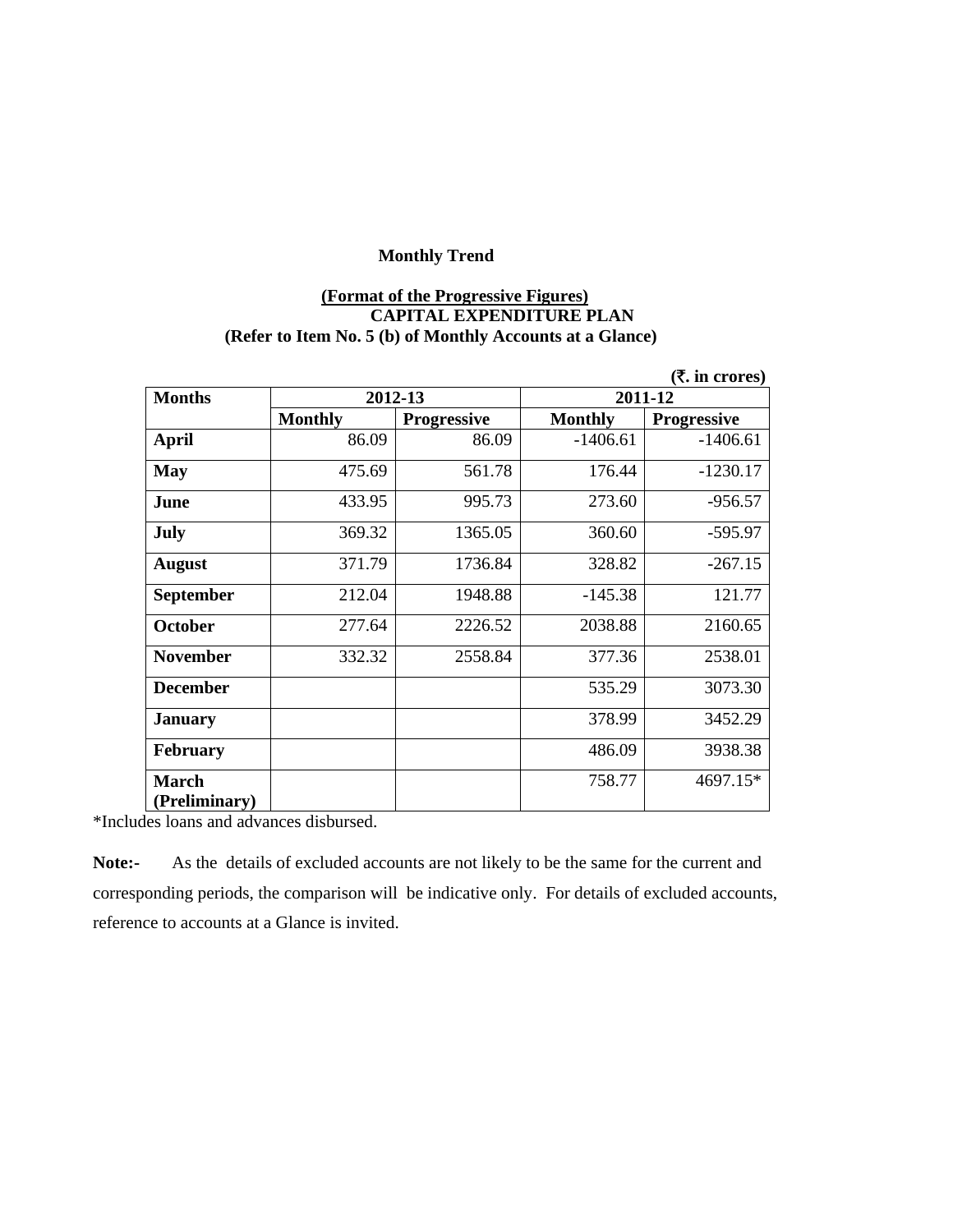**Monthly Trend**

**(Format of the Progressive Figures)**
**CAPITAL EXPENDITURE PLAN**
**(Refer to Item No. 5 (b) of Monthly Accounts at a Glance)**

**(₹. in crores)**

| Months | 2012-13 | | 2011-12 | |
|---|---|---|---|---|
| | Monthly | Progressive | Monthly | Progressive |
| **April** | 86.09 | 86.09 | -1406.61 | -1406.61 |
| **May** | 475.69 | 561.78 | 176.44 | -1230.17 |
| **June** | 433.95 | 995.73 | 273.60 | -956.57 |
| **July** | 369.32 | 1365.05 | 360.60 | -595.97 |
| **August** | 371.79 | 1736.84 | 328.82 | -267.15 |
| **September** | 212.04 | 1948.88 | -145.38 | 121.77 |
| **October** | 277.64 | 2226.52 | 2038.88 | 2160.65 |
| **November** | 332.32 | 2558.84 | 377.36 | 2538.01 |
| **December** | | | 535.29 | 3073.30 |
| **January** | | | 378.99 | 3452.29 |
| **February** | | | 486.09 | 3938.38 |
| **March (Preliminary)** | | | 758.77 | 4697.15* |

*Includes loans and advances disbursed.

**Note:-** As the details of excluded accounts are not likely to be the same for the current and corresponding periods, the comparison will be indicative only. For details of excluded accounts, reference to accounts at a Glance is invited.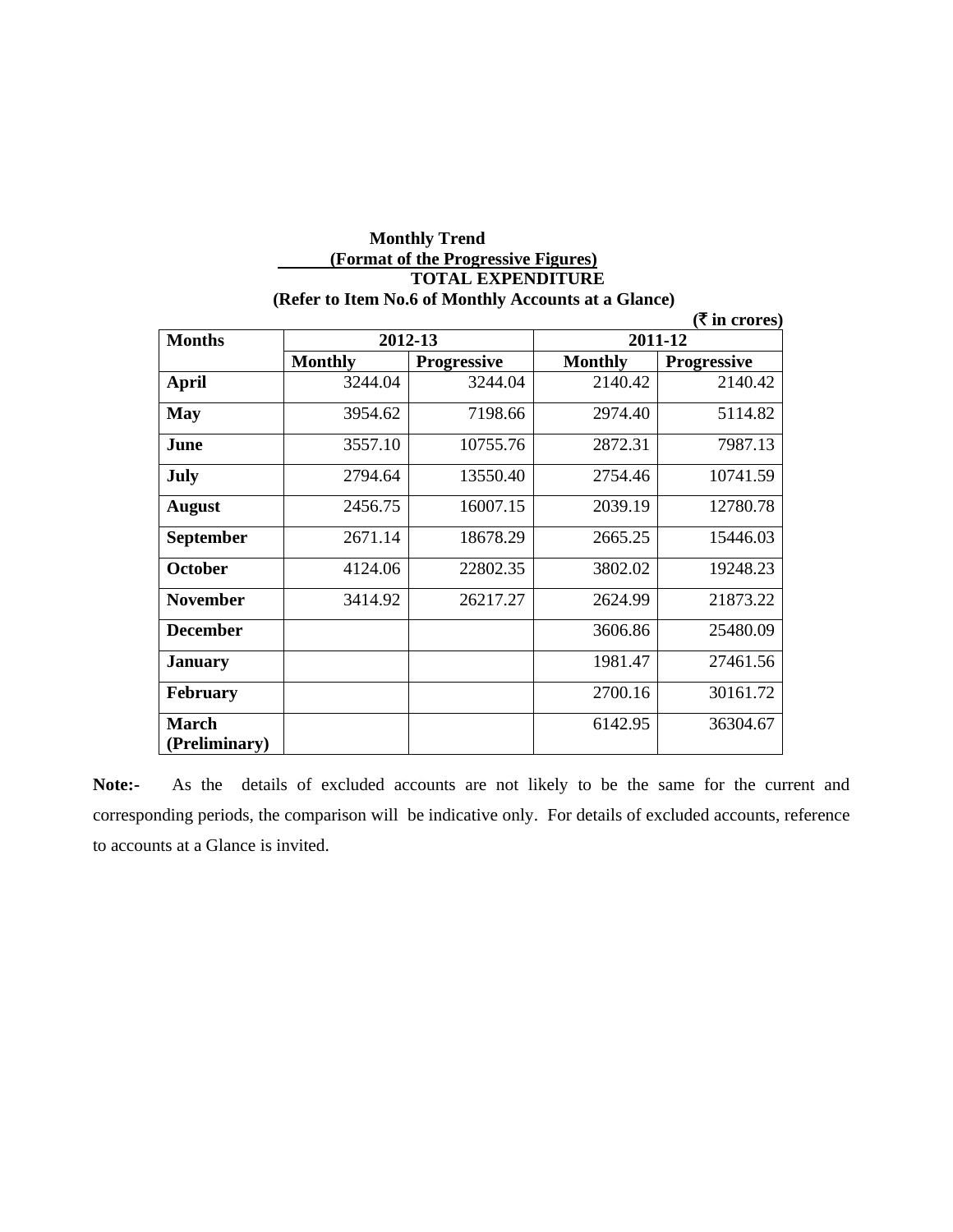**Monthly Trend**

**(Format of the Progressive Figures)**

**TOTAL EXPENDITURE**

**(Refer to Item No.6 of Monthly Accounts at a Glance)**

**(₹ in crores)**

| Months | 2012-13 | | 2011-12 | |
|---|---|---|---|---|
| | Monthly | Progressive | Monthly | Progressive |
| **April** | 3244.04 | 3244.04 | 2140.42 | 2140.42 |
| **May** | 3954.62 | 7198.66 | 2974.40 | 5114.82 |
| **June** | 3557.10 | 10755.76 | 2872.31 | 7987.13 |
| **July** | 2794.64 | 13550.40 | 2754.46 | 10741.59 |
| **August** | 2456.75 | 16007.15 | 2039.19 | 12780.78 |
| **September** | 2671.14 | 18678.29 | 2665.25 | 15446.03 |
| **October** | 4124.06 | 22802.35 | 3802.02 | 19248.23 |
| **November** | 3414.92 | 26217.27 | 2624.99 | 21873.22 |
| **December** | | | 3606.86 | 25480.09 |
| **January** | | | 1981.47 | 27461.56 |
| **February** | | | 2700.16 | 30161.72 |
| **March (Preliminary)** | | | 6142.95 | 36304.67 |

**Note:-** As the details of excluded accounts are not likely to be the same for the current and corresponding periods, the comparison will be indicative only. For details of excluded accounts, reference to accounts at a Glance is invited.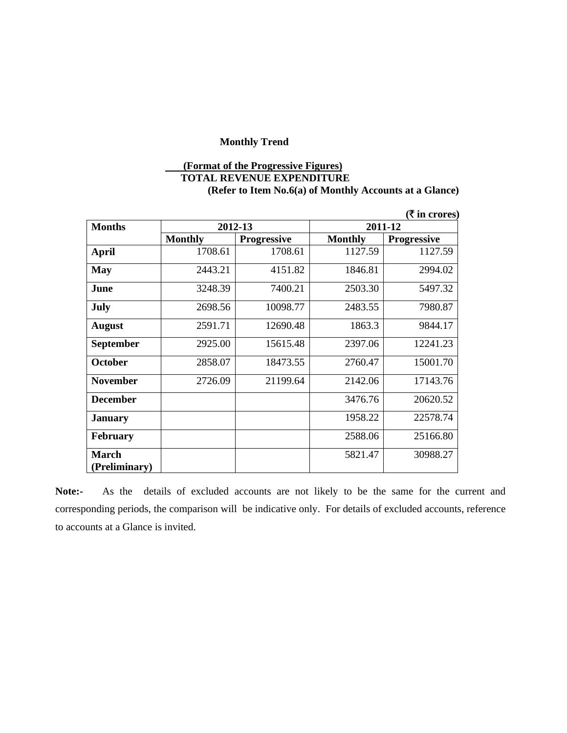**Monthly Trend**

**(Format of the Progressive Figures)**
**TOTAL REVENUE EXPENDITURE**
**(Refer to Item No.6(a) of Monthly Accounts at a Glance)**

**(₹ in crores)**

| Months | 2012-13 | | 2011-12 | |
|---|---|---|---|---|
| | Monthly | Progressive | Monthly | Progressive |
| **April** | 1708.61 | 1708.61 | 1127.59 | 1127.59 |
| **May** | 2443.21 | 4151.82 | 1846.81 | 2994.02 |
| **June** | 3248.39 | 7400.21 | 2503.30 | 5497.32 |
| **July** | 2698.56 | 10098.77 | 2483.55 | 7980.87 |
| **August** | 2591.71 | 12690.48 | 1863.3 | 9844.17 |
| **September** | 2925.00 | 15615.48 | 2397.06 | 12241.23 |
| **October** | 2858.07 | 18473.55 | 2760.47 | 15001.70 |
| **November** | 2726.09 | 21199.64 | 2142.06 | 17143.76 |
| **December** | | | 3476.76 | 20620.52 |
| **January** | | | 1958.22 | 22578.74 |
| **February** | | | 2588.06 | 25166.80 |
| **March (Preliminary)** | | | 5821.47 | 30988.27 |

**Note:-** As the details of excluded accounts are not likely to be the same for the current and corresponding periods, the comparison will be indicative only. For details of excluded accounts, reference to accounts at a Glance is invited.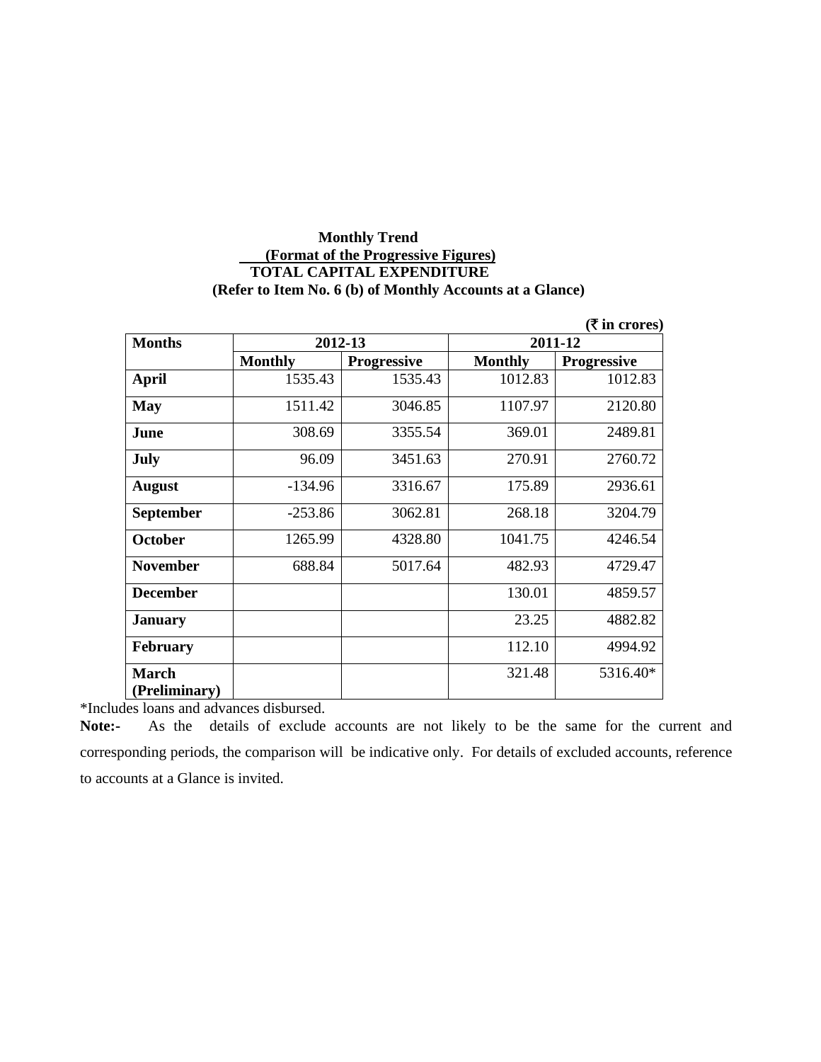**Monthly Trend**

**(Format of the Progressive Figures)**

**TOTAL CAPITAL EXPENDITURE**

**(Refer to Item No. 6 (b) of Monthly Accounts at a Glance)**

**(₹ in crores)**

| Months | 2012-13 | | 2011-12 | |
|---|---|---|---|---|
| | Monthly | Progressive | Monthly | Progressive |
| **April** | 1535.43 | 1535.43 | 1012.83 | 1012.83 |
| **May** | 1511.42 | 3046.85 | 1107.97 | 2120.80 |
| **June** | 308.69 | 3355.54 | 369.01 | 2489.81 |
| **July** | 96.09 | 3451.63 | 270.91 | 2760.72 |
| **August** | -134.96 | 3316.67 | 175.89 | 2936.61 |
| **September** | -253.86 | 3062.81 | 268.18 | 3204.79 |
| **October** | 1265.99 | 4328.80 | 1041.75 | 4246.54 |
| **November** | 688.84 | 5017.64 | 482.93 | 4729.47 |
| **December** | | | 130.01 | 4859.57 |
| **January** | | | 23.25 | 4882.82 |
| **February** | | | 112.10 | 4994.92 |
| **March (Preliminary)** | | | 321.48 | 5316.40* |

*Includes loans and advances disbursed.

**Note:-** As the details of exclude accounts are not likely to be the same for the current and corresponding periods, the comparison will be indicative only. For details of excluded accounts, reference to accounts at a Glance is invited.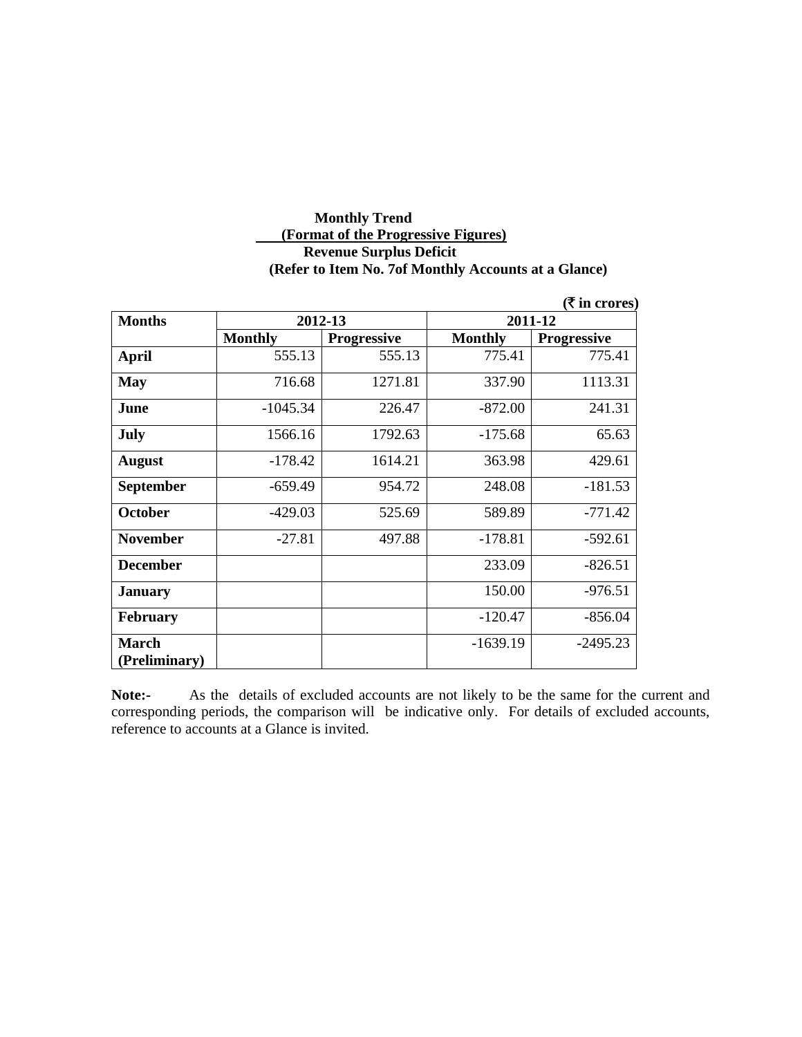**Monthly Trend**

**(Format of the Progressive Figures)**

**Revenue Surplus Deficit**

**(Refer to Item No. 7of Monthly Accounts at a Glance)**

**(₹ in crores)**

| Months | 2012-13 | | 2011-12 | |
|---|---|---|---|---|
| | Monthly | Progressive | Monthly | Progressive |
| **April** | 555.13 | 555.13 | 775.41 | 775.41 |
| **May** | 716.68 | 1271.81 | 337.90 | 1113.31 |
| **June** | -1045.34 | 226.47 | -872.00 | 241.31 |
| **July** | 1566.16 | 1792.63 | -175.68 | 65.63 |
| **August** | -178.42 | 1614.21 | 363.98 | 429.61 |
| **September** | -659.49 | 954.72 | 248.08 | -181.53 |
| **October** | -429.03 | 525.69 | 589.89 | -771.42 |
| **November** | -27.81 | 497.88 | -178.81 | -592.61 |
| **December** | | | 233.09 | -826.51 |
| **January** | | | 150.00 | -976.51 |
| **February** | | | -120.47 | -856.04 |
| **March (Preliminary)** | | | -1639.19 | -2495.23 |

**Note:-** As the details of excluded accounts are not likely to be the same for the current and corresponding periods, the comparison will be indicative only. For details of excluded accounts, reference to accounts at a Glance is invited.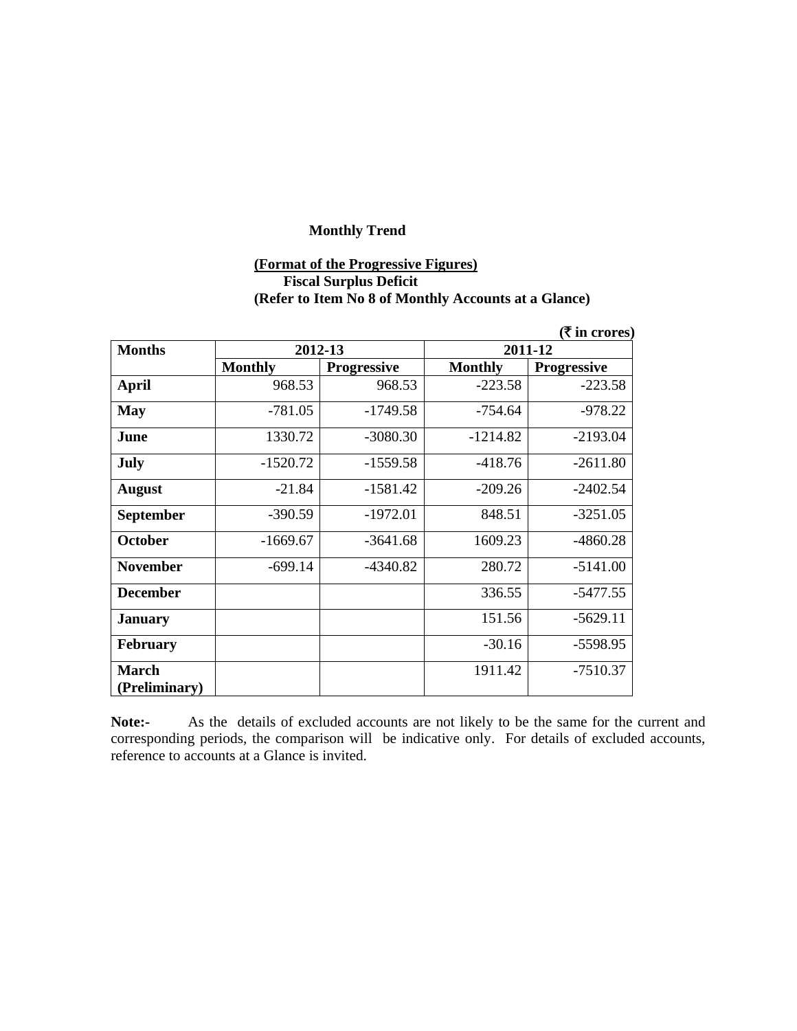**Monthly Trend**

**(Format of the Progressive Figures)**
**Fiscal Surplus Deficit**
**(Refer to Item No 8 of Monthly Accounts at a Glance)**

**(₹ in crores)**

| Months | 2012-13 | | 2011-12 | |
|---|---|---|---|---|
| | Monthly | Progressive | Monthly | Progressive |
| **April** | 968.53 | 968.53 | -223.58 | -223.58 |
| **May** | -781.05 | -1749.58 | -754.64 | -978.22 |
| **June** | 1330.72 | -3080.30 | -1214.82 | -2193.04 |
| **July** | -1520.72 | -1559.58 | -418.76 | -2611.80 |
| **August** | -21.84 | -1581.42 | -209.26 | -2402.54 |
| **September** | -390.59 | -1972.01 | 848.51 | -3251.05 |
| **October** | -1669.67 | -3641.68 | 1609.23 | -4860.28 |
| **November** | -699.14 | -4340.82 | 280.72 | -5141.00 |
| **December** | | | 336.55 | -5477.55 |
| **January** | | | 151.56 | -5629.11 |
| **February** | | | -30.16 | -5598.95 |
| **March (Preliminary)** | | | 1911.42 | -7510.37 |

**Note:-** As the details of excluded accounts are not likely to be the same for the current and corresponding periods, the comparison will be indicative only. For details of excluded accounts, reference to accounts at a Glance is invited.